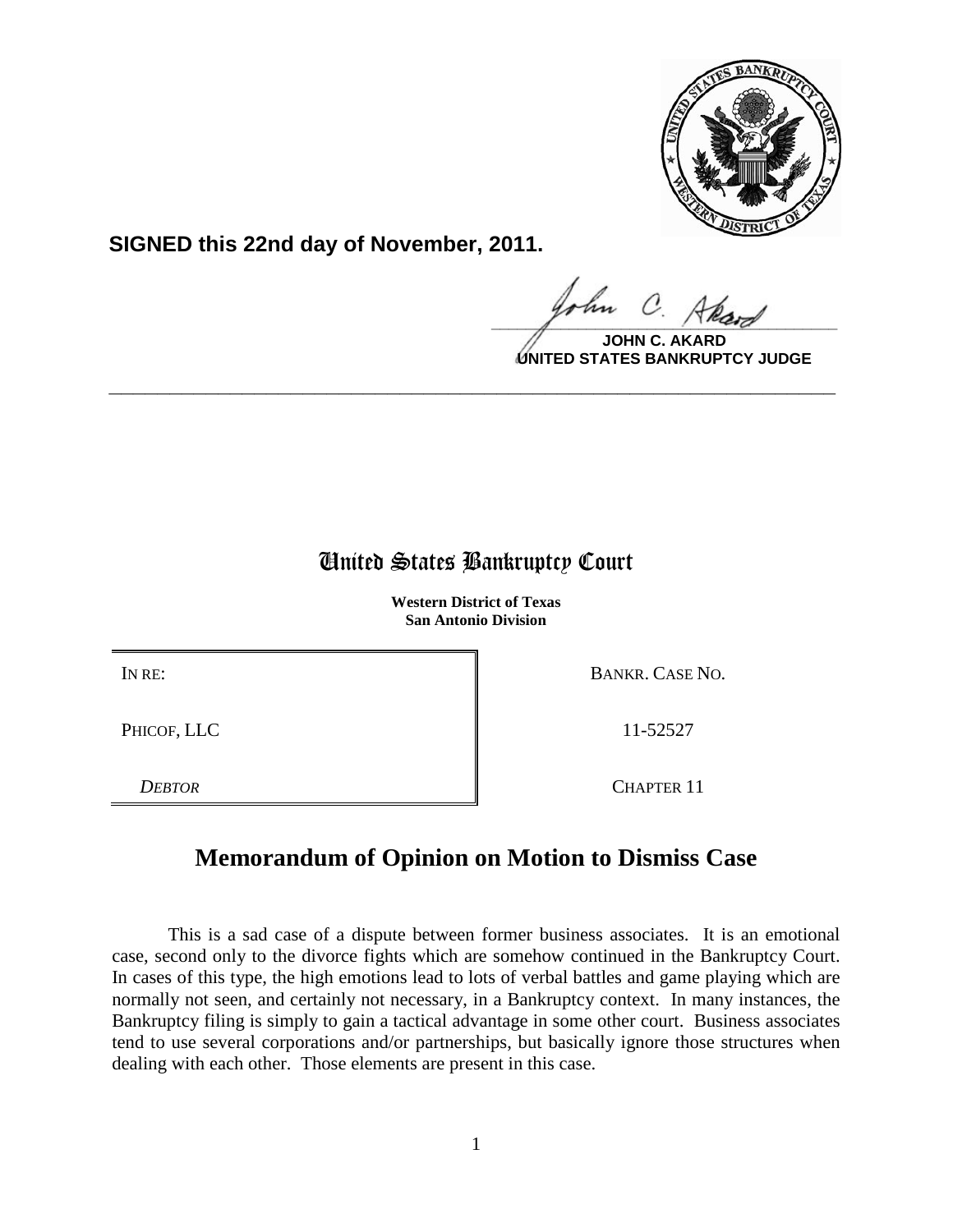**SIGNED this 22nd day of November, 2011.**

**JOHN C. AKARD**
**UNITED STATES BANKRUPTCY JUDGE**

---

# United States Bankruptcy Court

**Western District of Texas**
**San Antonio Division**

| IN RE: | BANKR. CASE NO. |
|---|---|
| PHICOF, LLC | 11-52527 |
| *DEBTOR* | CHAPTER 11 |

## Memorandum of Opinion on Motion to Dismiss Case

This is a sad case of a dispute between former business associates. It is an emotional case, second only to the divorce fights which are somehow continued in the Bankruptcy Court. In cases of this type, the high emotions lead to lots of verbal battles and game playing which are normally not seen, and certainly not necessary, in a Bankruptcy context. In many instances, the Bankruptcy filing is simply to gain a tactical advantage in some other court. Business associates tend to use several corporations and/or partnerships, but basically ignore those structures when dealing with each other. Those elements are present in this case.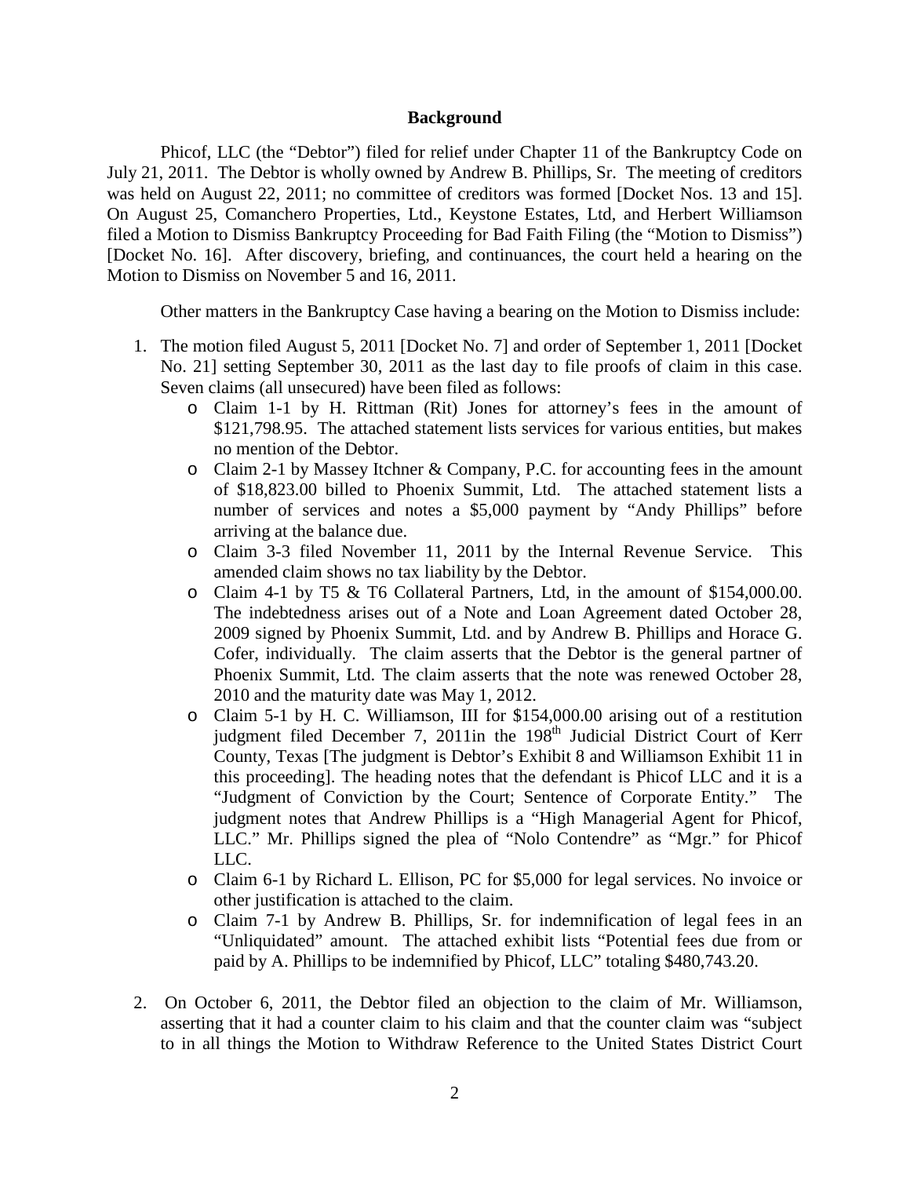## Background

Phicof, LLC (the "Debtor") filed for relief under Chapter 11 of the Bankruptcy Code on July 21, 2011. The Debtor is wholly owned by Andrew B. Phillips, Sr. The meeting of creditors was held on August 22, 2011; no committee of creditors was formed [Docket Nos. 13 and 15]. On August 25, Comanchero Properties, Ltd., Keystone Estates, Ltd, and Herbert Williamson filed a Motion to Dismiss Bankruptcy Proceeding for Bad Faith Filing (the "Motion to Dismiss") [Docket No. 16]. After discovery, briefing, and continuances, the court held a hearing on the Motion to Dismiss on November 5 and 16, 2011.

Other matters in the Bankruptcy Case having a bearing on the Motion to Dismiss include:

1. The motion filed August 5, 2011 [Docket No. 7] and order of September 1, 2011 [Docket No. 21] setting September 30, 2011 as the last day to file proofs of claim in this case. Seven claims (all unsecured) have been filed as follows:
   - Claim 1-1 by H. Rittman (Rit) Jones for attorney's fees in the amount of $121,798.95. The attached statement lists services for various entities, but makes no mention of the Debtor.
   - Claim 2-1 by Massey Itchner & Company, P.C. for accounting fees in the amount of $18,823.00 billed to Phoenix Summit, Ltd. The attached statement lists a number of services and notes a $5,000 payment by "Andy Phillips" before arriving at the balance due.
   - Claim 3-3 filed November 11, 2011 by the Internal Revenue Service. This amended claim shows no tax liability by the Debtor.
   - Claim 4-1 by T5 & T6 Collateral Partners, Ltd, in the amount of $154,000.00. The indebtedness arises out of a Note and Loan Agreement dated October 28, 2009 signed by Phoenix Summit, Ltd. and by Andrew B. Phillips and Horace G. Cofer, individually. The claim asserts that the Debtor is the general partner of Phoenix Summit, Ltd. The claim asserts that the note was renewed October 28, 2010 and the maturity date was May 1, 2012.
   - Claim 5-1 by H. C. Williamson, III for $154,000.00 arising out of a restitution judgment filed December 7, 2011in the 198th Judicial District Court of Kerr County, Texas [The judgment is Debtor's Exhibit 8 and Williamson Exhibit 11 in this proceeding]. The heading notes that the defendant is Phicof LLC and it is a "Judgment of Conviction by the Court; Sentence of Corporate Entity." The judgment notes that Andrew Phillips is a "High Managerial Agent for Phicof, LLC." Mr. Phillips signed the plea of "Nolo Contendre" as "Mgr." for Phicof LLC.
   - Claim 6-1 by Richard L. Ellison, PC for $5,000 for legal services. No invoice or other justification is attached to the claim.
   - Claim 7-1 by Andrew B. Phillips, Sr. for indemnification of legal fees in an "Unliquidated" amount. The attached exhibit lists "Potential fees due from or paid by A. Phillips to be indemnified by Phicof, LLC" totaling $480,743.20.

2. On October 6, 2011, the Debtor filed an objection to the claim of Mr. Williamson, asserting that it had a counter claim to his claim and that the counter claim was "subject to in all things the Motion to Withdraw Reference to the United States District Court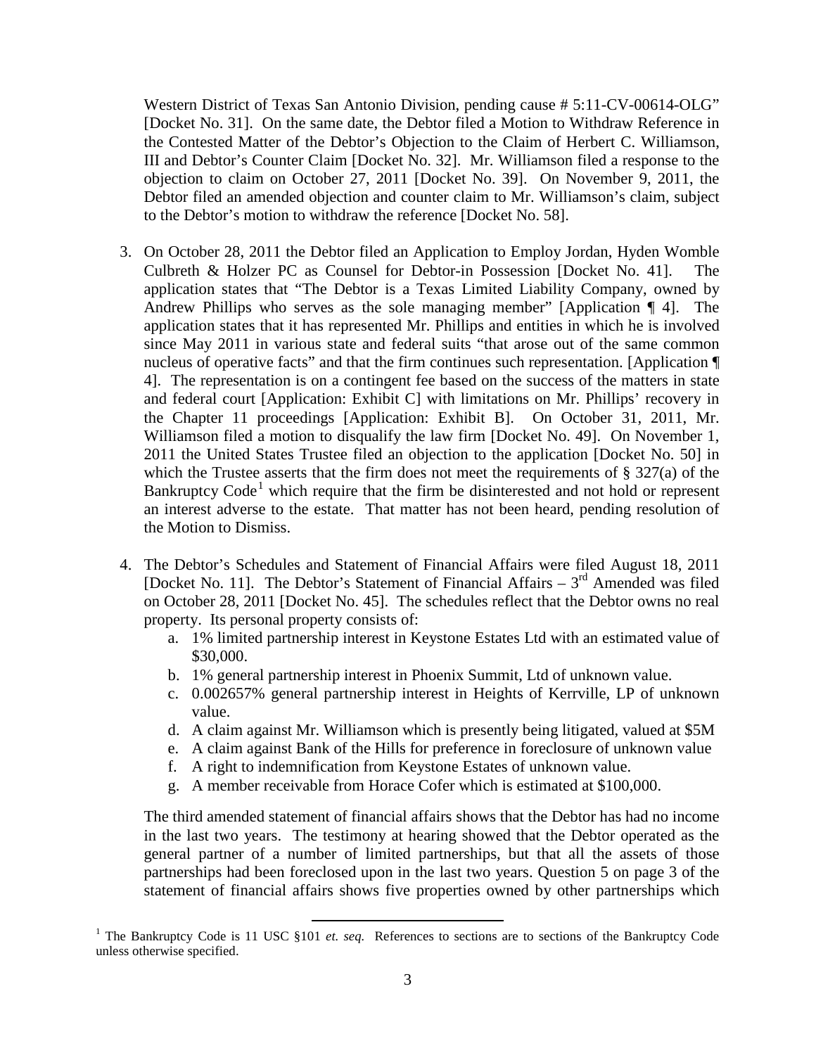Western District of Texas San Antonio Division, pending cause # 5:11-CV-00614-OLG" [Docket No. 31]. On the same date, the Debtor filed a Motion to Withdraw Reference in the Contested Matter of the Debtor's Objection to the Claim of Herbert C. Williamson, III and Debtor's Counter Claim [Docket No. 32]. Mr. Williamson filed a response to the objection to claim on October 27, 2011 [Docket No. 39]. On November 9, 2011, the Debtor filed an amended objection and counter claim to Mr. Williamson's claim, subject to the Debtor's motion to withdraw the reference [Docket No. 58].

3. On October 28, 2011 the Debtor filed an Application to Employ Jordan, Hyden Womble Culbreth & Holzer PC as Counsel for Debtor-in Possession [Docket No. 41]. The application states that "The Debtor is a Texas Limited Liability Company, owned by Andrew Phillips who serves as the sole managing member" [Application ¶ 4]. The application states that it has represented Mr. Phillips and entities in which he is involved since May 2011 in various state and federal suits "that arose out of the same common nucleus of operative facts" and that the firm continues such representation. [Application ¶ 4]. The representation is on a contingent fee based on the success of the matters in state and federal court [Application: Exhibit C] with limitations on Mr. Phillips' recovery in the Chapter 11 proceedings [Application: Exhibit B]. On October 31, 2011, Mr. Williamson filed a motion to disqualify the law firm [Docket No. 49]. On November 1, 2011 the United States Trustee filed an objection to the application [Docket No. 50] in which the Trustee asserts that the firm does not meet the requirements of § 327(a) of the Bankruptcy Code[1] which require that the firm be disinterested and not hold or represent an interest adverse to the estate. That matter has not been heard, pending resolution of the Motion to Dismiss.

4. The Debtor's Schedules and Statement of Financial Affairs were filed August 18, 2011 [Docket No. 11]. The Debtor's Statement of Financial Affairs – 3rd Amended was filed on October 28, 2011 [Docket No. 45]. The schedules reflect that the Debtor owns no real property. Its personal property consists of:
   a. 1% limited partnership interest in Keystone Estates Ltd with an estimated value of $30,000.
   b. 1% general partnership interest in Phoenix Summit, Ltd of unknown value.
   c. 0.002657% general partnership interest in Heights of Kerrville, LP of unknown value.
   d. A claim against Mr. Williamson which is presently being litigated, valued at $5M
   e. A claim against Bank of the Hills for preference in foreclosure of unknown value
   f. A right to indemnification from Keystone Estates of unknown value.
   g. A member receivable from Horace Cofer which is estimated at $100,000.

   The third amended statement of financial affairs shows that the Debtor has had no income in the last two years. The testimony at hearing showed that the Debtor operated as the general partner of a number of limited partnerships, but that all the assets of those partnerships had been foreclosed upon in the last two years. Question 5 on page 3 of the statement of financial affairs shows five properties owned by other partnerships which

[1] The Bankruptcy Code is 11 USC §101 *et. seq.* References to sections are to sections of the Bankruptcy Code unless otherwise specified.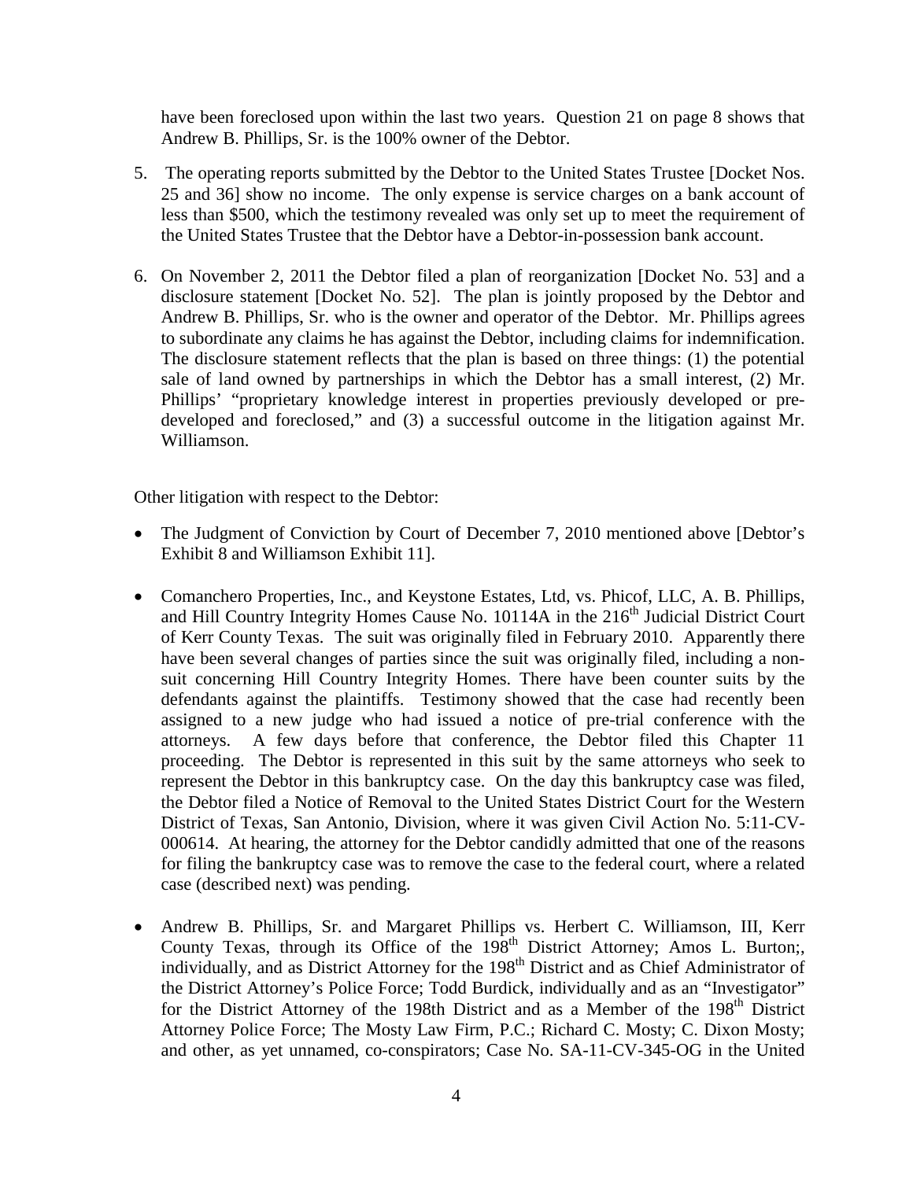have been foreclosed upon within the last two years. Question 21 on page 8 shows that Andrew B. Phillips, Sr. is the 100% owner of the Debtor.

5. The operating reports submitted by the Debtor to the United States Trustee [Docket Nos. 25 and 36] show no income. The only expense is service charges on a bank account of less than $500, which the testimony revealed was only set up to meet the requirement of the United States Trustee that the Debtor have a Debtor-in-possession bank account.

6. On November 2, 2011 the Debtor filed a plan of reorganization [Docket No. 53] and a disclosure statement [Docket No. 52]. The plan is jointly proposed by the Debtor and Andrew B. Phillips, Sr. who is the owner and operator of the Debtor. Mr. Phillips agrees to subordinate any claims he has against the Debtor, including claims for indemnification. The disclosure statement reflects that the plan is based on three things: (1) the potential sale of land owned by partnerships in which the Debtor has a small interest, (2) Mr. Phillips' "proprietary knowledge interest in properties previously developed or pre-developed and foreclosed," and (3) a successful outcome in the litigation against Mr. Williamson.

Other litigation with respect to the Debtor:

- The Judgment of Conviction by Court of December 7, 2010 mentioned above [Debtor's Exhibit 8 and Williamson Exhibit 11].

- Comanchero Properties, Inc., and Keystone Estates, Ltd, vs. Phicof, LLC, A. B. Phillips, and Hill Country Integrity Homes Cause No. 10114A in the 216th Judicial District Court of Kerr County Texas. The suit was originally filed in February 2010. Apparently there have been several changes of parties since the suit was originally filed, including a non-suit concerning Hill Country Integrity Homes. There have been counter suits by the defendants against the plaintiffs. Testimony showed that the case had recently been assigned to a new judge who had issued a notice of pre-trial conference with the attorneys. A few days before that conference, the Debtor filed this Chapter 11 proceeding. The Debtor is represented in this suit by the same attorneys who seek to represent the Debtor in this bankruptcy case. On the day this bankruptcy case was filed, the Debtor filed a Notice of Removal to the United States District Court for the Western District of Texas, San Antonio, Division, where it was given Civil Action No. 5:11-CV-000614. At hearing, the attorney for the Debtor candidly admitted that one of the reasons for filing the bankruptcy case was to remove the case to the federal court, where a related case (described next) was pending.

- Andrew B. Phillips, Sr. and Margaret Phillips vs. Herbert C. Williamson, III, Kerr County Texas, through its Office of the 198th District Attorney; Amos L. Burton;, individually, and as District Attorney for the 198th District and as Chief Administrator of the District Attorney's Police Force; Todd Burdick, individually and as an "Investigator" for the District Attorney of the 198th District and as a Member of the 198th District Attorney Police Force; The Mosty Law Firm, P.C.; Richard C. Mosty; C. Dixon Mosty; and other, as yet unnamed, co-conspirators; Case No. SA-11-CV-345-OG in the United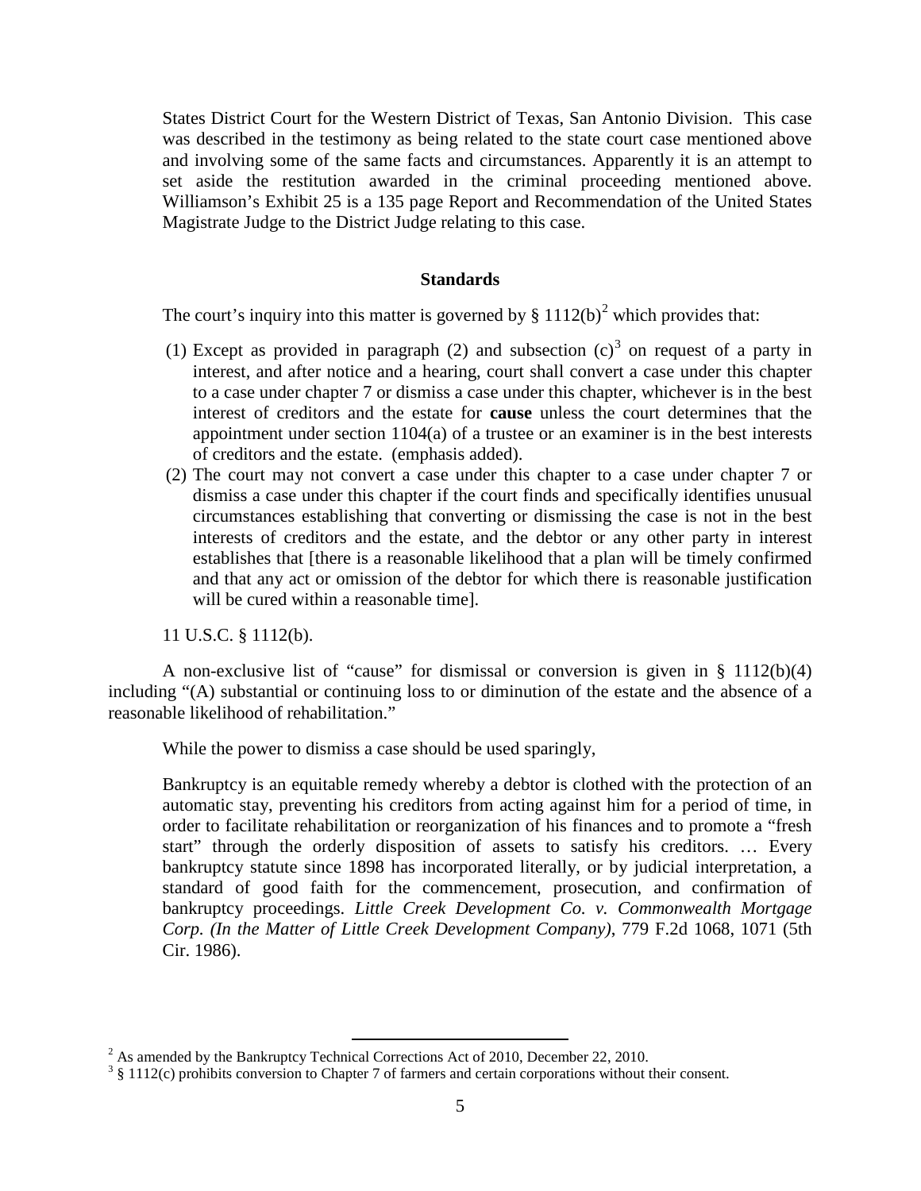States District Court for the Western District of Texas, San Antonio Division. This case was described in the testimony as being related to the state court case mentioned above and involving some of the same facts and circumstances. Apparently it is an attempt to set aside the restitution awarded in the criminal proceeding mentioned above. Williamson's Exhibit 25 is a 135 page Report and Recommendation of the United States Magistrate Judge to the District Judge relating to this case.

## Standards

The court's inquiry into this matter is governed by § 1112(b)[2] which provides that:

(1) Except as provided in paragraph (2) and subsection (c)[3] on request of a party in interest, and after notice and a hearing, court shall convert a case under this chapter to a case under chapter 7 or dismiss a case under this chapter, whichever is in the best interest of creditors and the estate for **cause** unless the court determines that the appointment under section 1104(a) of a trustee or an examiner is in the best interests of creditors and the estate. (emphasis added).

(2) The court may not convert a case under this chapter to a case under chapter 7 or dismiss a case under this chapter if the court finds and specifically identifies unusual circumstances establishing that converting or dismissing the case is not in the best interests of creditors and the estate, and the debtor or any other party in interest establishes that [there is a reasonable likelihood that a plan will be timely confirmed and that any act or omission of the debtor for which there is reasonable justification will be cured within a reasonable time].

11 U.S.C. § 1112(b).

A non-exclusive list of "cause" for dismissal or conversion is given in § 1112(b)(4) including "(A) substantial or continuing loss to or diminution of the estate and the absence of a reasonable likelihood of rehabilitation."

While the power to dismiss a case should be used sparingly,

> Bankruptcy is an equitable remedy whereby a debtor is clothed with the protection of an automatic stay, preventing his creditors from acting against him for a period of time, in order to facilitate rehabilitation or reorganization of his finances and to promote a "fresh start" through the orderly disposition of assets to satisfy his creditors. … Every bankruptcy statute since 1898 has incorporated literally, or by judicial interpretation, a standard of good faith for the commencement, prosecution, and confirmation of bankruptcy proceedings. *Little Creek Development Co. v. Commonwealth Mortgage Corp. (In the Matter of Little Creek Development Company)*, 779 F.2d 1068, 1071 (5th Cir. 1986).

---

[2] As amended by the Bankruptcy Technical Corrections Act of 2010, December 22, 2010.

[3] § 1112(c) prohibits conversion to Chapter 7 of farmers and certain corporations without their consent.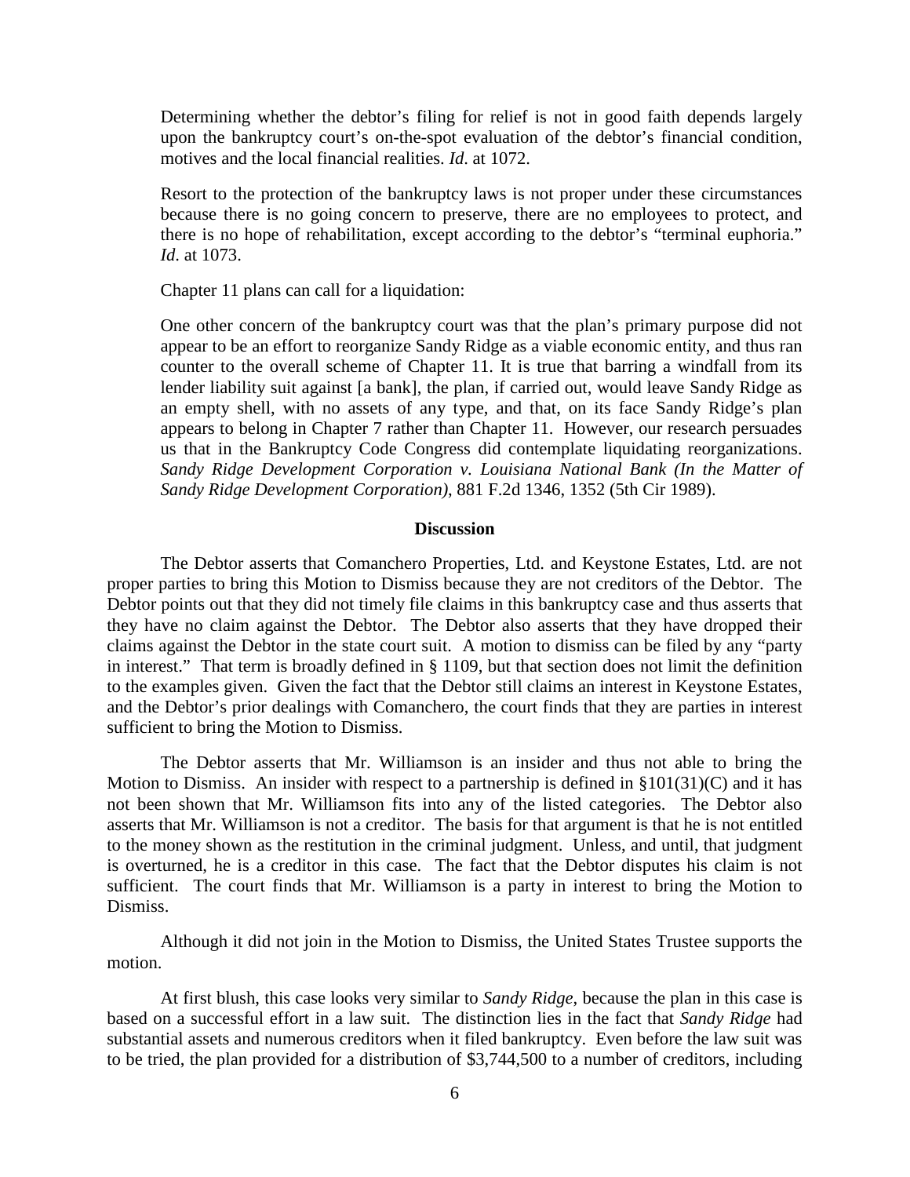Determining whether the debtor's filing for relief is not in good faith depends largely upon the bankruptcy court's on-the-spot evaluation of the debtor's financial condition, motives and the local financial realities. *Id*. at 1072.

Resort to the protection of the bankruptcy laws is not proper under these circumstances because there is no going concern to preserve, there are no employees to protect, and there is no hope of rehabilitation, except according to the debtor's "terminal euphoria." *Id*. at 1073.

Chapter 11 plans can call for a liquidation:

One other concern of the bankruptcy court was that the plan's primary purpose did not appear to be an effort to reorganize Sandy Ridge as a viable economic entity, and thus ran counter to the overall scheme of Chapter 11. It is true that barring a windfall from its lender liability suit against [a bank], the plan, if carried out, would leave Sandy Ridge as an empty shell, with no assets of any type, and that, on its face Sandy Ridge's plan appears to belong in Chapter 7 rather than Chapter 11. However, our research persuades us that in the Bankruptcy Code Congress did contemplate liquidating reorganizations. *Sandy Ridge Development Corporation v. Louisiana National Bank (In the Matter of Sandy Ridge Development Corporation)*, 881 F.2d 1346, 1352 (5th Cir 1989).

**Discussion**

The Debtor asserts that Comanchero Properties, Ltd. and Keystone Estates, Ltd. are not proper parties to bring this Motion to Dismiss because they are not creditors of the Debtor. The Debtor points out that they did not timely file claims in this bankruptcy case and thus asserts that they have no claim against the Debtor. The Debtor also asserts that they have dropped their claims against the Debtor in the state court suit. A motion to dismiss can be filed by any "party in interest." That term is broadly defined in § 1109, but that section does not limit the definition to the examples given. Given the fact that the Debtor still claims an interest in Keystone Estates, and the Debtor's prior dealings with Comanchero, the court finds that they are parties in interest sufficient to bring the Motion to Dismiss.

The Debtor asserts that Mr. Williamson is an insider and thus not able to bring the Motion to Dismiss. An insider with respect to a partnership is defined in §101(31)(C) and it has not been shown that Mr. Williamson fits into any of the listed categories. The Debtor also asserts that Mr. Williamson is not a creditor. The basis for that argument is that he is not entitled to the money shown as the restitution in the criminal judgment. Unless, and until, that judgment is overturned, he is a creditor in this case. The fact that the Debtor disputes his claim is not sufficient. The court finds that Mr. Williamson is a party in interest to bring the Motion to Dismiss.

Although it did not join in the Motion to Dismiss, the United States Trustee supports the motion.

At first blush, this case looks very similar to *Sandy Ridge*, because the plan in this case is based on a successful effort in a law suit. The distinction lies in the fact that *Sandy Ridge* had substantial assets and numerous creditors when it filed bankruptcy. Even before the law suit was to be tried, the plan provided for a distribution of $3,744,500 to a number of creditors, including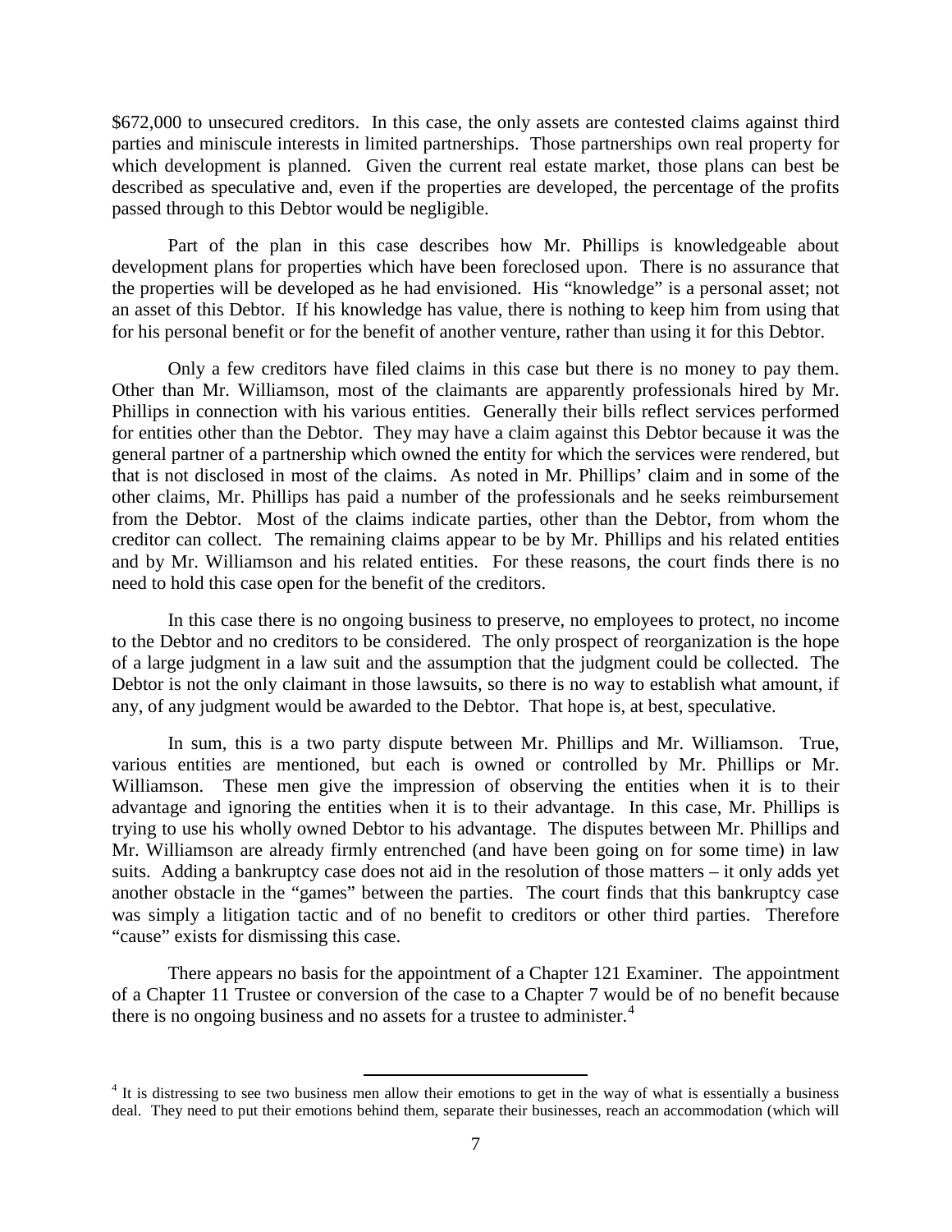$672,000 to unsecured creditors. In this case, the only assets are contested claims against third parties and miniscule interests in limited partnerships. Those partnerships own real property for which development is planned. Given the current real estate market, those plans can best be described as speculative and, even if the properties are developed, the percentage of the profits passed through to this Debtor would be negligible.

Part of the plan in this case describes how Mr. Phillips is knowledgeable about development plans for properties which have been foreclosed upon. There is no assurance that the properties will be developed as he had envisioned. His "knowledge" is a personal asset; not an asset of this Debtor. If his knowledge has value, there is nothing to keep him from using that for his personal benefit or for the benefit of another venture, rather than using it for this Debtor.

Only a few creditors have filed claims in this case but there is no money to pay them. Other than Mr. Williamson, most of the claimants are apparently professionals hired by Mr. Phillips in connection with his various entities. Generally their bills reflect services performed for entities other than the Debtor. They may have a claim against this Debtor because it was the general partner of a partnership which owned the entity for which the services were rendered, but that is not disclosed in most of the claims. As noted in Mr. Phillips' claim and in some of the other claims, Mr. Phillips has paid a number of the professionals and he seeks reimbursement from the Debtor. Most of the claims indicate parties, other than the Debtor, from whom the creditor can collect. The remaining claims appear to be by Mr. Phillips and his related entities and by Mr. Williamson and his related entities. For these reasons, the court finds there is no need to hold this case open for the benefit of the creditors.

In this case there is no ongoing business to preserve, no employees to protect, no income to the Debtor and no creditors to be considered. The only prospect of reorganization is the hope of a large judgment in a law suit and the assumption that the judgment could be collected. The Debtor is not the only claimant in those lawsuits, so there is no way to establish what amount, if any, of any judgment would be awarded to the Debtor. That hope is, at best, speculative.

In sum, this is a two party dispute between Mr. Phillips and Mr. Williamson. True, various entities are mentioned, but each is owned or controlled by Mr. Phillips or Mr. Williamson. These men give the impression of observing the entities when it is to their advantage and ignoring the entities when it is to their advantage. In this case, Mr. Phillips is trying to use his wholly owned Debtor to his advantage. The disputes between Mr. Phillips and Mr. Williamson are already firmly entrenched (and have been going on for some time) in law suits. Adding a bankruptcy case does not aid in the resolution of those matters – it only adds yet another obstacle in the "games" between the parties. The court finds that this bankruptcy case was simply a litigation tactic and of no benefit to creditors or other third parties. Therefore "cause" exists for dismissing this case.

There appears no basis for the appointment of a Chapter 121 Examiner. The appointment of a Chapter 11 Trustee or conversion of the case to a Chapter 7 would be of no benefit because there is no ongoing business and no assets for a trustee to administer.[4]

[4] It is distressing to see two business men allow their emotions to get in the way of what is essentially a business deal. They need to put their emotions behind them, separate their businesses, reach an accommodation (which will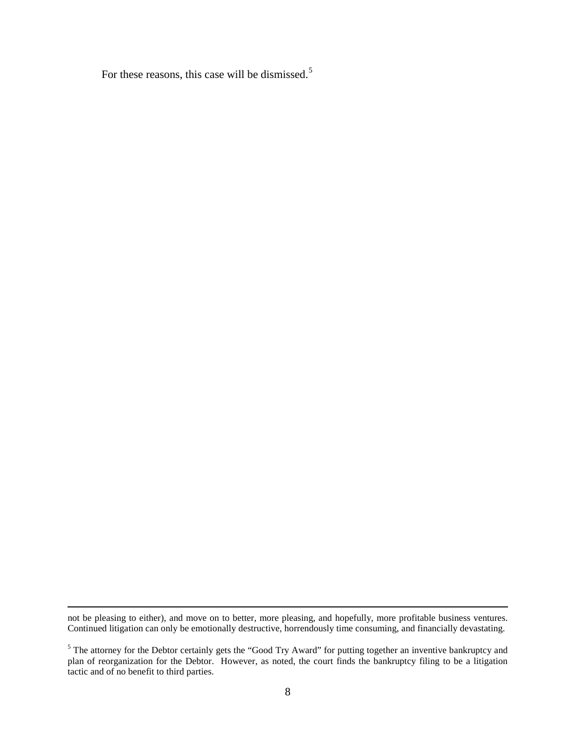For these reasons, this case will be dismissed.[5]

---

not be pleasing to either), and move on to better, more pleasing, and hopefully, more profitable business ventures. Continued litigation can only be emotionally destructive, horrendously time consuming, and financially devastating.

[5] The attorney for the Debtor certainly gets the "Good Try Award" for putting together an inventive bankruptcy and plan of reorganization for the Debtor. However, as noted, the court finds the bankruptcy filing to be a litigation tactic and of no benefit to third parties.